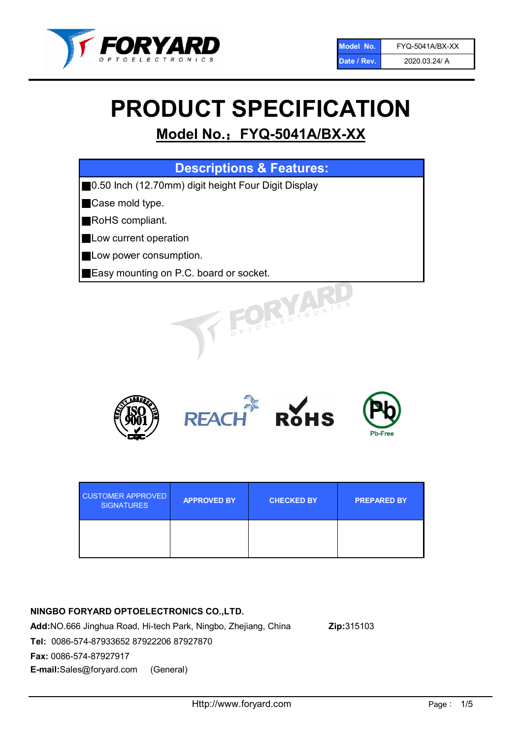| Model No. | FYQ-5041A/BX-XX |
| --- | --- |
| Date / Rev. | 2020.03.24/ A |

# PRODUCT SPECIFICATION

## Model No.：FYQ-5041A/BX-XX

| Descriptions & Features: |
| --- |
| ■0.50 Inch (12.70mm) digit height Four Digit Display |
| ■Case mold type. |
| ■RoHS compliant. |
| ■Low current operation |
| ■Low power consumption. |
| ■Easy mounting on P.C. board or socket. |

| CUSTOMER APPROVED SIGNATURES | APPROVED BY | CHECKED BY | PREPARED BY |
| --- | --- | --- | --- |
| | | | |

**NINGBO FORYARD OPTOELECTRONICS CO.,LTD.**

**Add:**NO.666 Jinghua Road, Hi-tech Park, Ningbo, Zhejiang, China **Zip:**315103

**Tel:** 0086-574-87933652 87922206 87927870

**Fax:** 0086-574-87927917

**E-mail:**Sales@foryard.com (General)

Http://www.foryard.com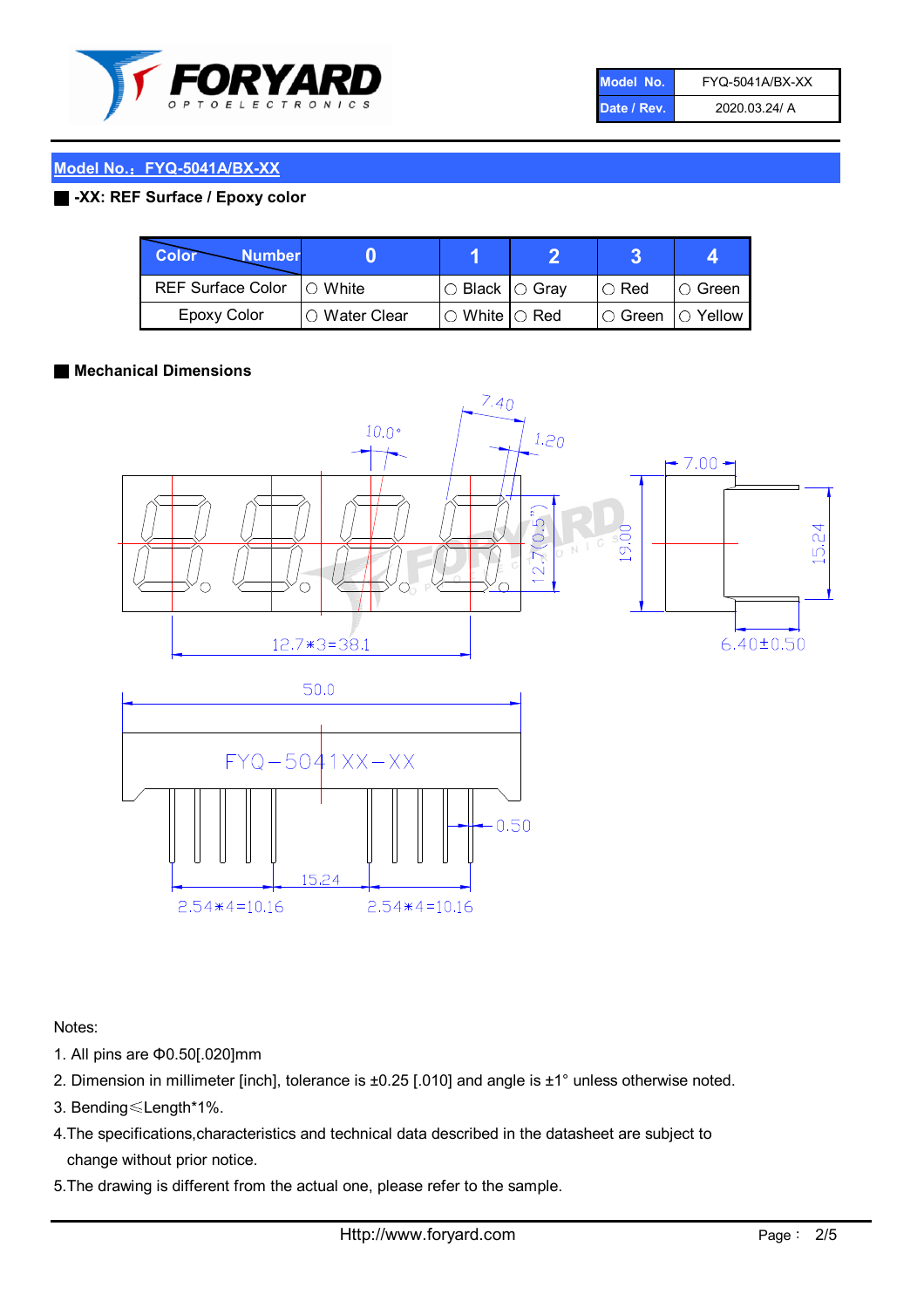| Model No. | FYQ-5041A/BX-XX |
| --- | --- |
| Date / Rev. | 2020.03.24/ A |

## Model No.：FYQ-5041A/BX-XX

**-XX: REF Surface / Epoxy color**

| Color \ Number | 0 | 1 | 2 | 3 | 4 |
| --- | --- | --- | --- | --- | --- |
| REF Surface Color | ○ White | ○ Black | ○ Gray | ○ Red | ○ Green |
| Epoxy Color | ○ Water Clear | ○ White | ○ Red | ○ Green | ○ Yellow |

**Mechanical Dimensions**

7.40
10.0°
1.20
7.00
12.7(0.5")
19.00
15.24
12.7*3=38.1
6.40±0.50
50.0
FYQ−5041XX−XX
0.50
15.24
2.54*4=10.16
2.54*4=10.16

Notes:

1. All pins are Φ0.50[.020]mm
2. Dimension in millimeter [inch], tolerance is ±0.25 [.010] and angle is ±1° unless otherwise noted.
3. Bending≤Length*1%.
4. The specifications,characteristics and technical data described in the datasheet are subject to change without prior notice.
5. The drawing is different from the actual one, please refer to the sample.

Http://www.foryard.com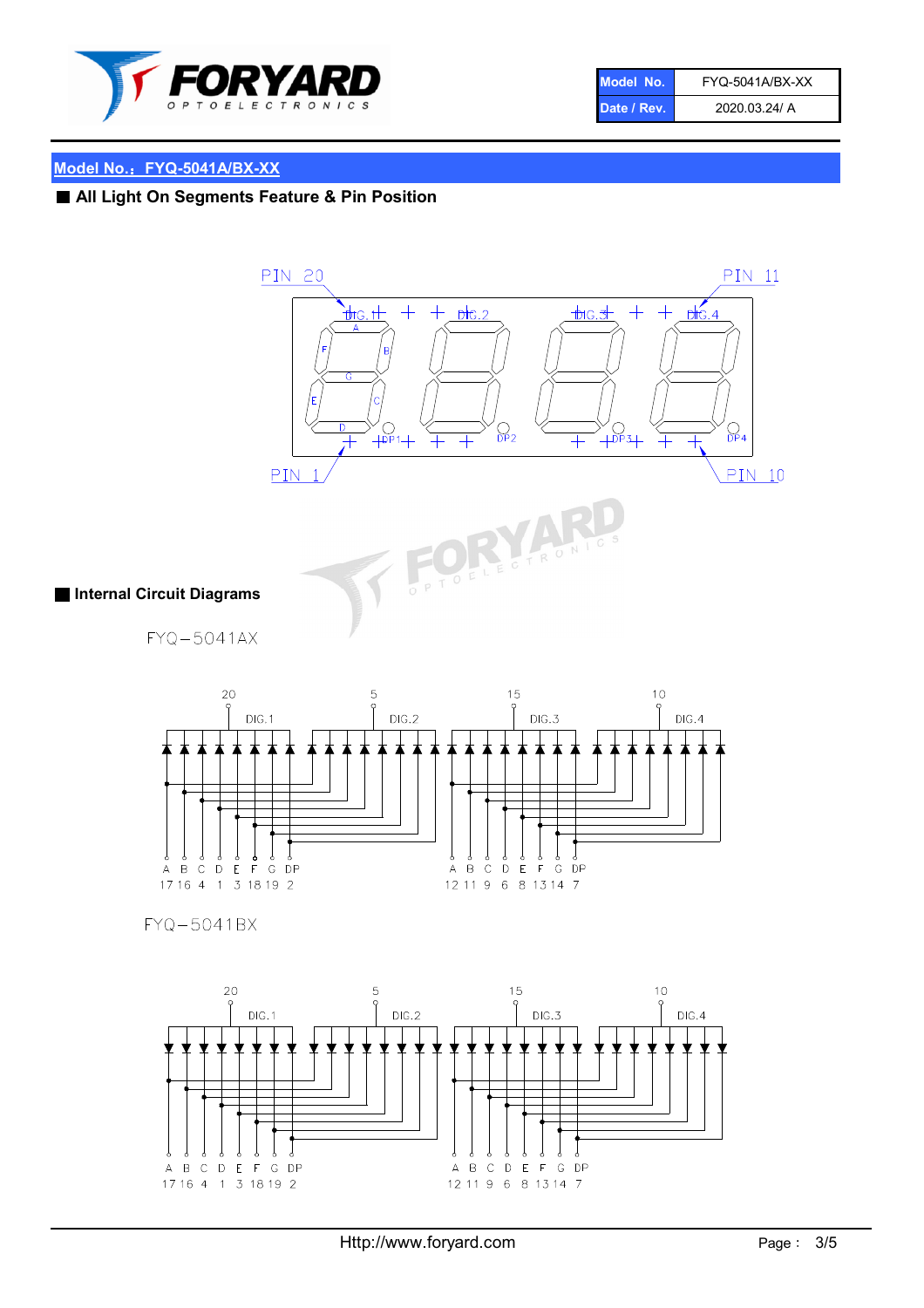| Model No. | FYQ-5041A/BX-XX |
| --- | --- |
| Date / Rev. | 2020.03.24/ A |

## Model No.：FYQ-5041A/BX-XX

### ■ All Light On Segments Feature & Pin Position

PIN 20 &nbsp;&nbsp; PIN 11

DIG.1 &nbsp; DIG.2 &nbsp; DIG.3 &nbsp; DIG.4

A B C D E F G DP1 DP2 DP3 DP4

PIN 1 &nbsp;&nbsp; PIN 10

### ■ Internal Circuit Diagrams

FYQ－5041AX

| | DIG.1 | DIG.2 | DIG.3 | DIG.4 |
| --- | --- | --- | --- | --- |
| Common pin | 20 | 5 | 15 | 10 |

| Segment | A | B | C | D | E | F | G | DP |
| --- | --- | --- | --- | --- | --- | --- | --- | --- |
| DIG.1 & DIG.2 pins | 17 | 16 | 4 | 1 | 3 | 18 | 19 | 2 |
| DIG.3 & DIG.4 pins | 12 | 11 | 9 | 6 | 8 | 13 | 14 | 7 |

FYQ－5041BX

| | DIG.1 | DIG.2 | DIG.3 | DIG.4 |
| --- | --- | --- | --- | --- |
| Common pin | 20 | 5 | 15 | 10 |

| Segment | A | B | C | D | E | F | G | DP |
| --- | --- | --- | --- | --- | --- | --- | --- | --- |
| DIG.1 & DIG.2 pins | 17 | 16 | 4 | 1 | 3 | 18 | 19 | 2 |
| DIG.3 & DIG.4 pins | 12 | 11 | 9 | 6 | 8 | 13 | 14 | 7 |

Http://www.foryard.com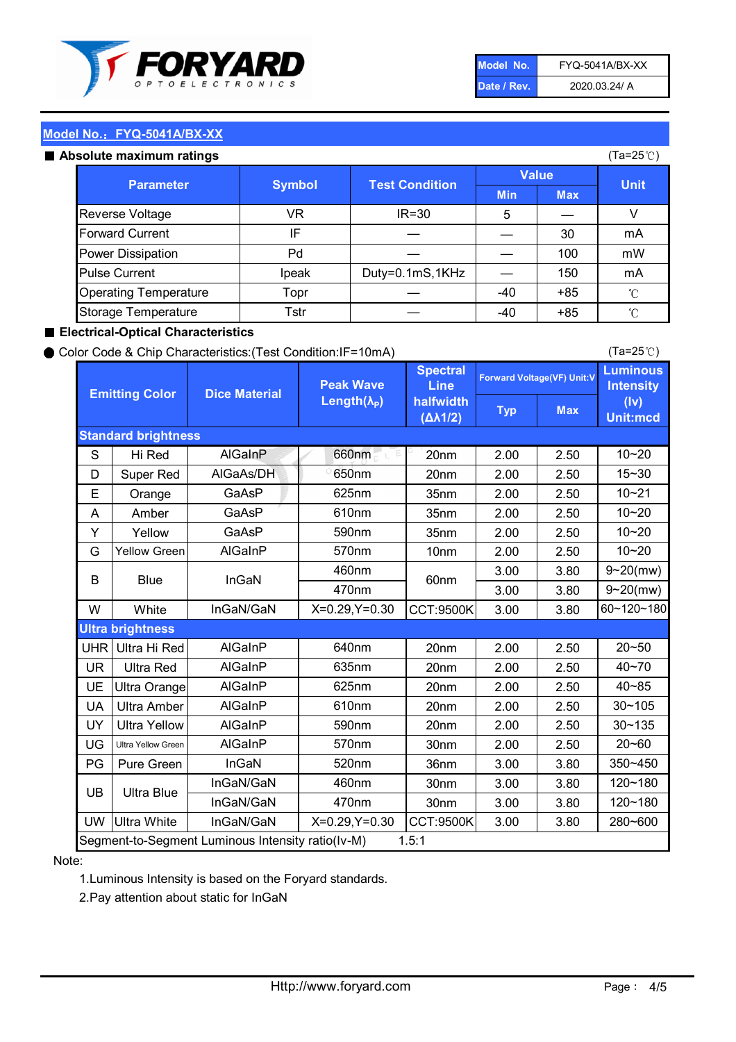| Model No. | FYQ-5041A/BX-XX |
| --- | --- |
| Date / Rev. | 2020.03.24/ A |

## Model No.：FYQ-5041A/BX-XX

### ■ Absolute maximum ratings

(Ta=25℃)

| Parameter | Symbol | Test Condition | Value | | Unit |
| --- | --- | --- | --- | --- | --- |
| | | | Min | Max | |
| Reverse Voltage | VR | IR=30 | 5 | — | V |
| Forward Current | IF | — | — | 30 | mA |
| Power Dissipation | Pd | — | — | 100 | mW |
| Pulse Current | Ipeak | Duty=0.1mS,1KHz | — | 150 | mA |
| Operating Temperature | Topr | — | -40 | +85 | ℃ |
| Storage Temperature | Tstr | — | -40 | +85 | ℃ |

### ■ Electrical-Optical Characteristics

● Color Code & Chip Characteristics:(Test Condition:IF=10mA)

(Ta=25℃)

| Emitting Color | | Dice Material | Peak Wave Length($\lambda_P$) | Spectral Line halfwidth ($\Delta\lambda 1/2$) | Forward Voltage(VF) Unit:V | | Luminous Intensity (Iv) Unit:mcd |
| --- | --- | --- | --- | --- | --- | --- | --- |
| | | | | | Typ | Max | |
| **Standard brightness** | | | | | | | |
| S | Hi Red | AlGaInP | 660nm | 20nm | 2.00 | 2.50 | 10~20 |
| D | Super Red | AlGaAs/DH | 650nm | 20nm | 2.00 | 2.50 | 15~30 |
| E | Orange | GaAsP | 625nm | 35nm | 2.00 | 2.50 | 10~21 |
| A | Amber | GaAsP | 610nm | 35nm | 2.00 | 2.50 | 10~20 |
| Y | Yellow | GaAsP | 590nm | 35nm | 2.00 | 2.50 | 10~20 |
| G | Yellow Green | AlGaInP | 570nm | 10nm | 2.00 | 2.50 | 10~20 |
| B | Blue | InGaN | 460nm | 60nm | 3.00 | 3.80 | 9~20(mw) |
| | | | 470nm | | 3.00 | 3.80 | 9~20(mw) |
| W | White | InGaN/GaN | X=0.29,Y=0.30 | CCT:9500K | 3.00 | 3.80 | 60~120~180 |
| **Ultra brightness** | | | | | | | |
| UHR | Ultra Hi Red | AlGaInP | 640nm | 20nm | 2.00 | 2.50 | 20~50 |
| UR | Ultra Red | AlGaInP | 635nm | 20nm | 2.00 | 2.50 | 40~70 |
| UE | Ultra Orange | AlGaInP | 625nm | 20nm | 2.00 | 2.50 | 40~85 |
| UA | Ultra Amber | AlGaInP | 610nm | 20nm | 2.00 | 2.50 | 30~105 |
| UY | Ultra Yellow | AlGaInP | 590nm | 20nm | 2.00 | 2.50 | 30~135 |
| UG | Ultra Yellow Green | AlGaInP | 570nm | 30nm | 2.00 | 2.50 | 20~60 |
| PG | Pure Green | InGaN | 520nm | 36nm | 3.00 | 3.80 | 350~450 |
| UB | Ultra Blue | InGaN/GaN | 460nm | 30nm | 3.00 | 3.80 | 120~180 |
| | | InGaN/GaN | 470nm | 30nm | 3.00 | 3.80 | 120~180 |
| UW | Ultra White | InGaN/GaN | X=0.29,Y=0.30 | CCT:9500K | 3.00 | 3.80 | 280~600 |
| Segment-to-Segment Luminous Intensity ratio(Iv-M) | | | | 1.5:1 | | | |

Note:

1.Luminous Intensity is based on the Foryard standards.

2.Pay attention about static for InGaN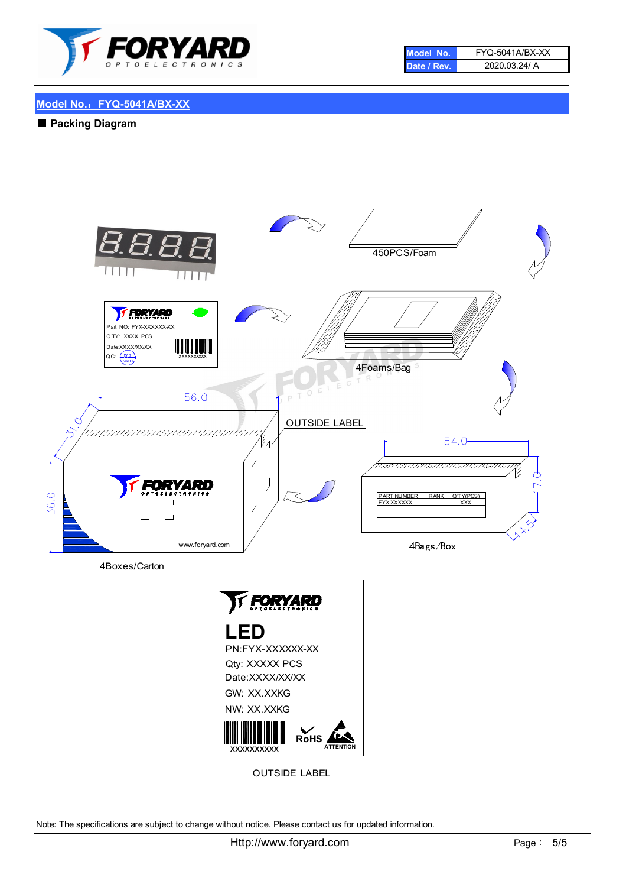| Model No. | FYQ-5041A/BX-XX |
| --- | --- |
| Date / Rev. | 2020.03.24/ A |

## Model No.：FYQ-5041A/BX-XX

### ■ Packing Diagram

450PCS/Foam

Part NO: FYX-XXXXXX-XX
Q'TY: XXXX PCS
Date:XXXX/XX/XX
QC:
XXXXXXXXXX

4Foams/Bag

56.0
31.0
36.0

www.foryard.com

4Boxes/Carton

OUTSIDE LABEL

54.0
17.0
14.5

| PART NUMBER | RANK | Q'TY(PCS) |
| --- | --- | --- |
| FYX-XXXXXX | | XXX |
| | | |
| | | |

4Bags/Box

LED
PN:FYX-XXXXXX-XX
Qty: XXXXX PCS
Date:XXXX/XX/XX
GW: XX.XXKG
NW: XX.XXKG
XXXXXXXXXX
RoHS
ATTENTION

OUTSIDE LABEL

Note: The specifications are subject to change without notice. Please contact us for updated information.